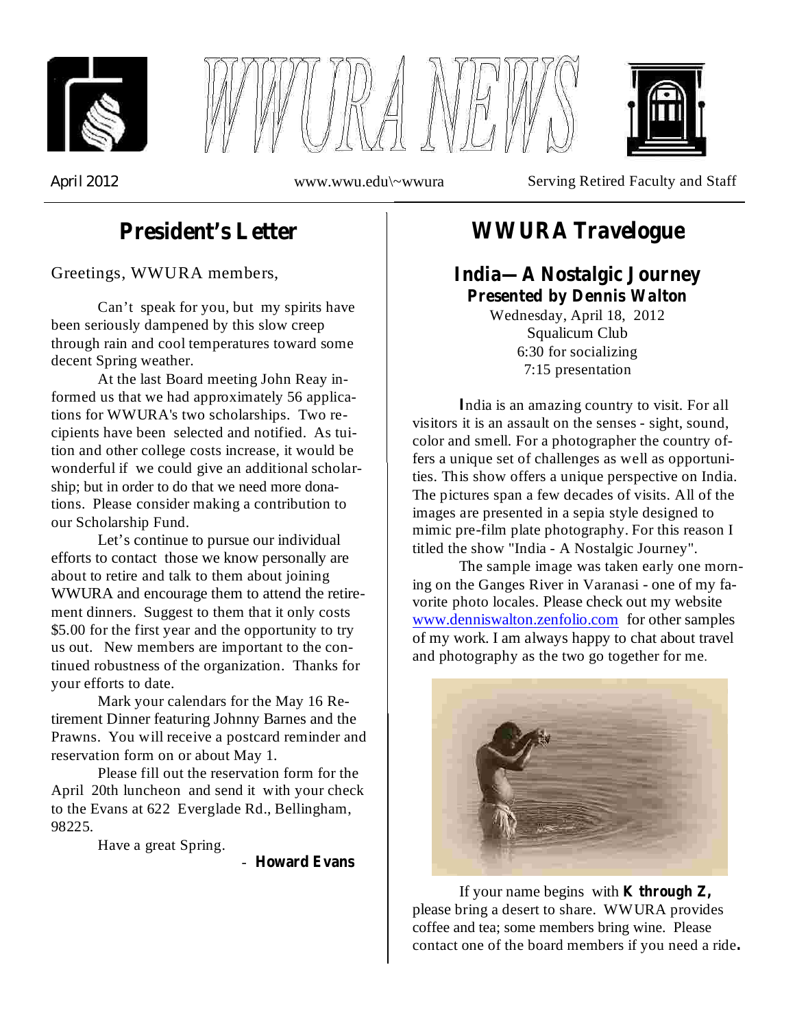# WWURA NEWS

April 2012 www.wwu.edu\~wwura Serving Retired Faculty and Staff

## President's Letter

Greetings, WWURA members,

Can't speak for you, but my spirits have been seriously dampened by this slow creep through rain and cool temperatures toward some decent Spring weather.

At the last Board meeting John Reay informed us that we had approximately 56 applications for WWURA's two scholarships. Two recipients have been selected and notified. As tuition and other college costs increase, it would be wonderful if we could give an additional scholarship; but in order to do that we need more donations. Please consider making a contribution to our Scholarship Fund.

Let's continue to pursue our individual efforts to contact those we know personally are about to retire and talk to them about joining WWURA and encourage them to attend the retirement dinners. Suggest to them that it only costs $5.00 for the first year and the opportunity to try us out. New members are important to the continued robustness of the organization. Thanks for your efforts to date.

Mark your calendars for the May 16 Retirement Dinner featuring Johnny Barnes and the Prawns. You will receive a postcard reminder and reservation form on or about May 1.

Please fill out the reservation form for the April 20th luncheon and send it with your check to the Evans at 622 Everglade Rd., Bellingham, 98225.

Have a great Spring.

\- **Howard Evans**

## WWURA Travelogue

### India—A Nostalgic Journey

**Presented by Dennis Walton**

Wednesday, April 18, 2012
Squalicum Club
6:30 for socializing
7:15 presentation

India is an amazing country to visit. For all visitors it is an assault on the senses - sight, sound, color and smell. For a photographer the country offers a unique set of challenges as well as opportunities. This show offers a unique perspective on India. The pictures span a few decades of visits. All of the images are presented in a sepia style designed to mimic pre-film plate photography. For this reason I titled the show "India - A Nostalgic Journey".

The sample image was taken early one morning on the Ganges River in Varanasi - one of my favorite photo locales. Please check out my website www.denniswalton.zenfolio.com for other samples of my work. I am always happy to chat about travel and photography as the two go together for me.

If your name begins with **K through Z,** please bring a desert to share. WWURA provides coffee and tea; some members bring wine. Please contact one of the board members if you need a ride**.**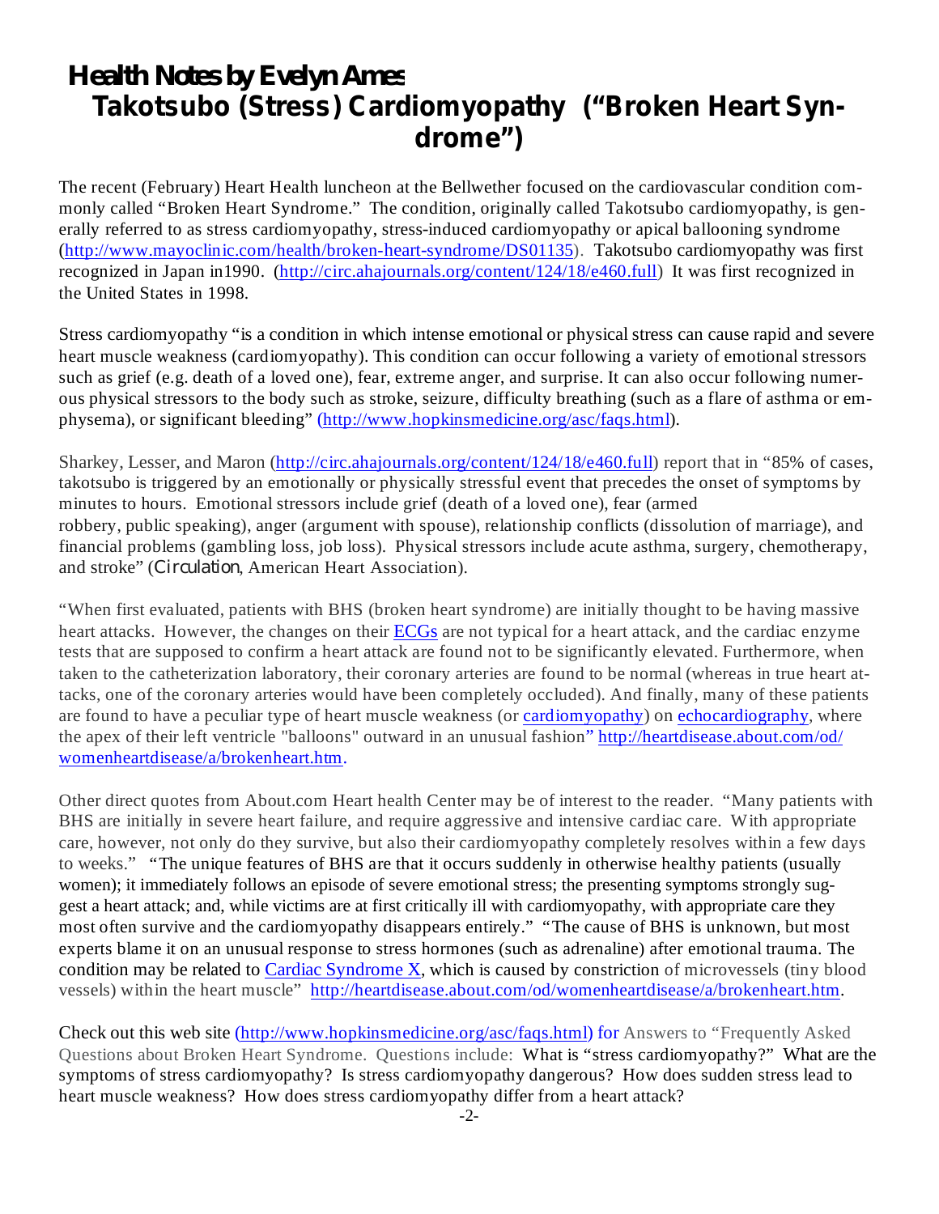# Health Notes by Evelyn Ames

## Takotsubo (Stress) Cardiomyopathy ("Broken Heart Syndrome")

The recent (February) Heart Health luncheon at the Bellwether focused on the cardiovascular condition commonly called "Broken Heart Syndrome." The condition, originally called Takotsubo cardiomyopathy, is generally referred to as stress cardiomyopathy, stress-induced cardiomyopathy or apical ballooning syndrome (http://www.mayoclinic.com/health/broken-heart-syndrome/DS01135). Takotsubo cardiomyopathy was first recognized in Japan in1990. (http://circ.ahajournals.org/content/124/18/e460.full) It was first recognized in the United States in 1998.

Stress cardiomyopathy "is a condition in which intense emotional or physical stress can cause rapid and severe heart muscle weakness (cardiomyopathy). This condition can occur following a variety of emotional stressors such as grief (e.g. death of a loved one), fear, extreme anger, and surprise. It can also occur following numerous physical stressors to the body such as stroke, seizure, difficulty breathing (such as a flare of asthma or emphysema), or significant bleeding" (http://www.hopkinsmedicine.org/asc/faqs.html).

Sharkey, Lesser, and Maron (http://circ.ahajournals.org/content/124/18/e460.full) report that in "85% of cases, takotsubo is triggered by an emotionally or physically stressful event that precedes the onset of symptoms by minutes to hours. Emotional stressors include grief (death of a loved one), fear (armed robbery, public speaking), anger (argument with spouse), relationship conflicts (dissolution of marriage), and financial problems (gambling loss, job loss). Physical stressors include acute asthma, surgery, chemotherapy, and stroke" (*Circulation*, American Heart Association).

"When first evaluated, patients with BHS (broken heart syndrome) are initially thought to be having massive heart attacks. However, the changes on their ECGs are not typical for a heart attack, and the cardiac enzyme tests that are supposed to confirm a heart attack are found not to be significantly elevated. Furthermore, when taken to the catheterization laboratory, their coronary arteries are found to be normal (whereas in true heart attacks, one of the coronary arteries would have been completely occluded). And finally, many of these patients are found to have a peculiar type of heart muscle weakness (or cardiomyopathy) on echocardiography, where the apex of their left ventricle "balloons" outward in an unusual fashion" http://heartdisease.about.com/od/womenheartdisease/a/brokenheart.htm.

Other direct quotes from About.com Heart health Center may be of interest to the reader. "Many patients with BHS are initially in severe heart failure, and require aggressive and intensive cardiac care. With appropriate care, however, not only do they survive, but also their cardiomyopathy completely resolves within a few days to weeks." "The unique features of BHS are that it occurs suddenly in otherwise healthy patients (usually women); it immediately follows an episode of severe emotional stress; the presenting symptoms strongly suggest a heart attack; and, while victims are at first critically ill with cardiomyopathy, with appropriate care they most often survive and the cardiomyopathy disappears entirely." "The cause of BHS is unknown, but most experts blame it on an unusual response to stress hormones (such as adrenaline) after emotional trauma. The condition may be related to Cardiac Syndrome X, which is caused by constriction of microvessels (tiny blood vessels) within the heart muscle" http://heartdisease.about.com/od/womenheartdisease/a/brokenheart.htm.

Check out this web site (http://www.hopkinsmedicine.org/asc/faqs.html) for Answers to "Frequently Asked Questions about Broken Heart Syndrome. Questions include: What is "stress cardiomyopathy?" What are the symptoms of stress cardiomyopathy? Is stress cardiomyopathy dangerous? How does sudden stress lead to heart muscle weakness? How does stress cardiomyopathy differ from a heart attack?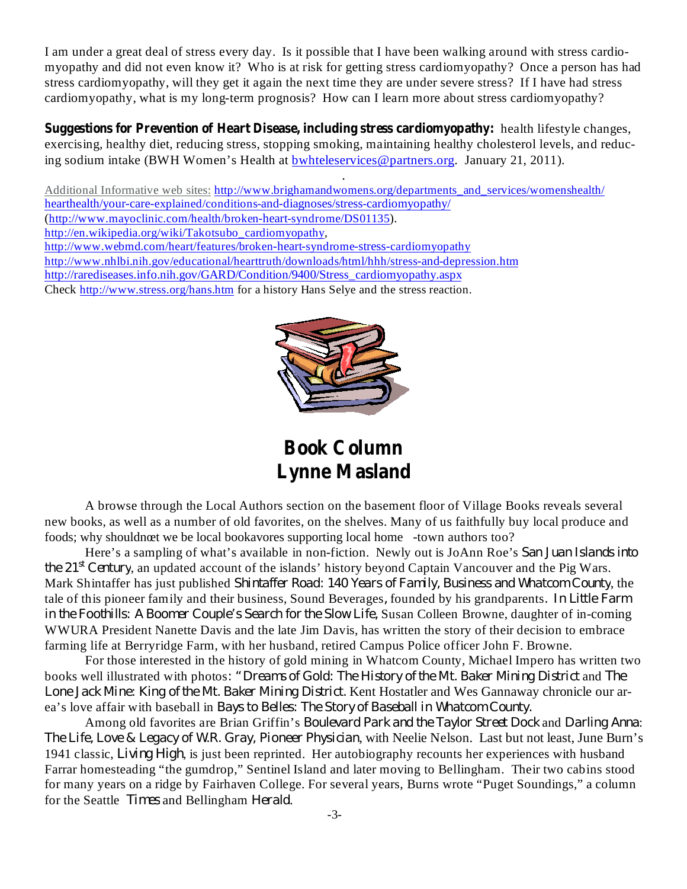I am under a great deal of stress every day. Is it possible that I have been walking around with stress cardiomyopathy and did not even know it? Who is at risk for getting stress cardiomyopathy? Once a person has had stress cardiomyopathy, will they get it again the next time they are under severe stress? If I have had stress cardiomyopathy, what is my long-term prognosis? How can I learn more about stress cardiomyopathy?

**Suggestions for Prevention of Heart Disease, including stress cardiomyopathy:** health lifestyle changes, exercising, healthy diet, reducing stress, stopping smoking, maintaining healthy cholesterol levels, and reducing sodium intake (BWH Women's Health at bwhteleservices@partners.org. January 21, 2011).

Additional Informative web sites: http://www.brighamandwomens.org/departments_and_services/womenshealth/hearthealth/your-care-explained/conditions-and-diagnoses/stress-cardiomyopathy/
(http://www.mayoclinic.com/health/broken-heart-syndrome/DS01135).
http://en.wikipedia.org/wiki/Takotsubo_cardiomyopathy,
http://www.webmd.com/heart/features/broken-heart-syndrome-stress-cardiomyopathy
http://www.nhlbi.nih.gov/educational/hearttruth/downloads/html/hhh/stress-and-depression.htm
http://rarediseases.info.nih.gov/GARD/Condition/9400/Stress_cardiomyopathy.aspx
Check http://www.stress.org/hans.htm for a history Hans Selye and the stress reaction.

## Book Column
## Lynne Masland

A browse through the Local Authors section on the basement floor of Village Books reveals several new books, as well as a number of old favorites, on the shelves. Many of us faithfully buy local produce and foods; why shouldn't we be local bookavores supporting local home-town authors too?

Here's a sampling of what's available in non-fiction. Newly out is JoAnn Roe's *San Juan Islands into the 21st Century*, an updated account of the islands' history beyond Captain Vancouver and the Pig Wars. Mark Shintaffer has just published *Shintaffer Road: 140 Years of Family, Business and Whatcom County*, the tale of this pioneer family and their business, Sound Beverages, founded by his grandparents. *In Little Farm in the Foothills: A Boomer Couple's Search for the Slow Life*, Susan Colleen Browne, daughter of in-coming WWURA President Nanette Davis and the late Jim Davis, has written the story of their decision to embrace farming life at Berryridge Farm, with her husband, retired Campus Police officer John F. Browne.

For those interested in the history of gold mining in Whatcom County, Michael Impero has written two books well illustrated with photos: *"Dreams of Gold: The History of the Mt. Baker Mining District* and *The Lone Jack Mine: King of the Mt. Baker Mining District*. Kent Hostatler and Wes Gannaway chronicle our area's love affair with baseball in *Bays to Belles: The Story of Baseball in Whatcom County*.

Among old favorites are Brian Griffin's *Boulevard Park and the Taylor Street Dock* and *Darling Anna: The Life, Love & Legacy of W.R. Gray, Pioneer Physician*, with Neelie Nelson. Last but not least, June Burn's 1941 classic, *Living High*, is just been reprinted. Her autobiography recounts her experiences with husband Farrar homesteading "the gumdrop," Sentinel Island and later moving to Bellingham. Their two cabins stood for many years on a ridge by Fairhaven College. For several years, Burns wrote "Puget Soundings," a column for the Seattle *Times* and Bellingham *Herald*.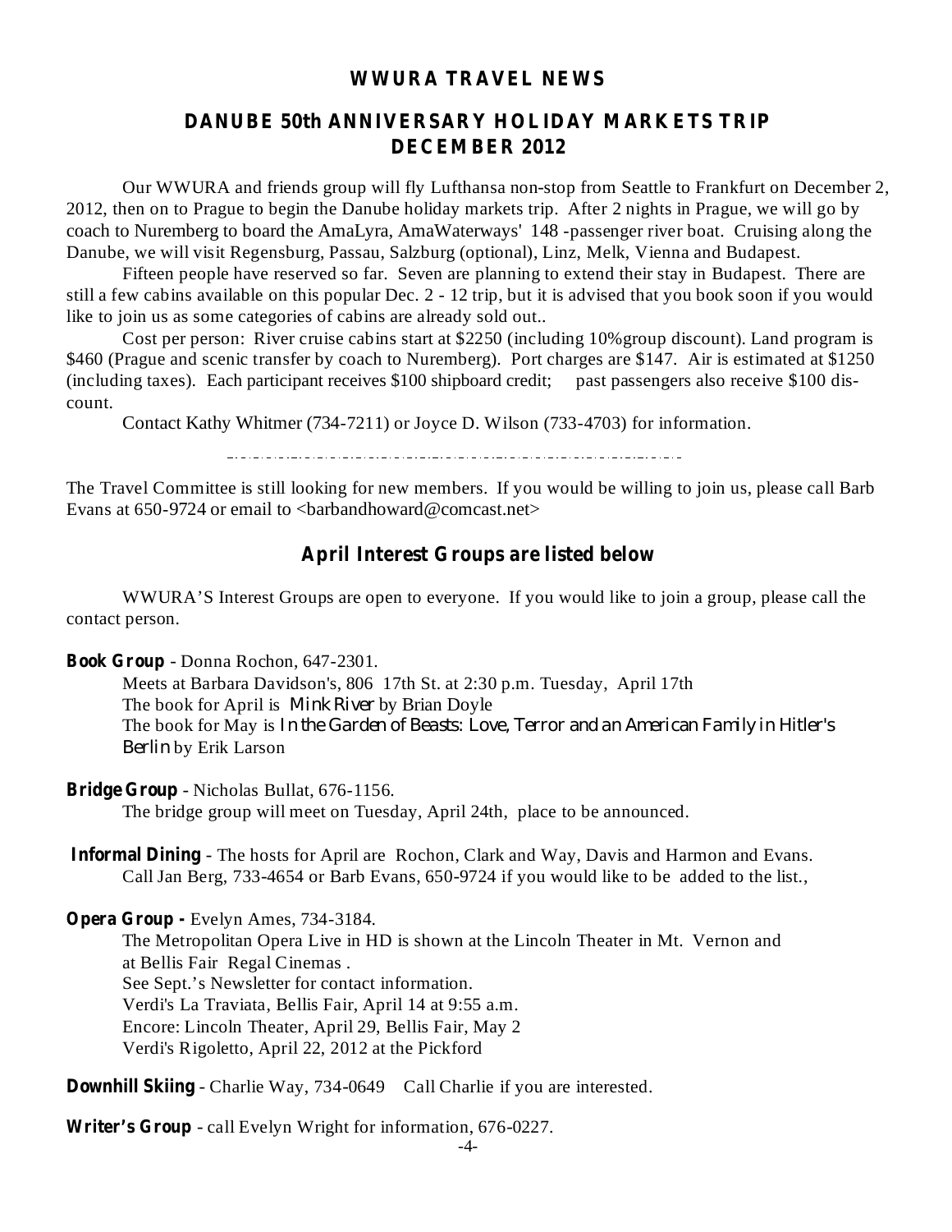## WWURA TRAVEL NEWS

## DANUBE 50th ANNIVERSARY HOLIDAY MARKETS TRIP DECEMBER 2012

Our WWURA and friends group will fly Lufthansa non-stop from Seattle to Frankfurt on December 2, 2012, then on to Prague to begin the Danube holiday markets trip. After 2 nights in Prague, we will go by coach to Nuremberg to board the AmaLyra, AmaWaterways' 148 -passenger river boat. Cruising along the Danube, we will visit Regensburg, Passau, Salzburg (optional), Linz, Melk, Vienna and Budapest.

Fifteen people have reserved so far. Seven are planning to extend their stay in Budapest. There are still a few cabins available on this popular Dec. 2 - 12 trip, but it is advised that you book soon if you would like to join us as some categories of cabins are already sold out..

Cost per person: River cruise cabins start at $2250 (including 10%group discount). Land program is $460 (Prague and scenic transfer by coach to Nuremberg). Port charges are $147. Air is estimated at $1250 (including taxes). Each participant receives $100 shipboard credit; past passengers also receive $100 discount.

Contact Kathy Whitmer (734-7211) or Joyce D. Wilson (733-4703) for information.

---

The Travel Committee is still looking for new members. If you would be willing to join us, please call Barb Evans at 650-9724 or email to <barbandhoward@comcast.net>

## April Interest Groups are listed below

WWURA'S Interest Groups are open to everyone. If you would like to join a group, please call the contact person.

**Book Group** - Donna Rochon, 647-2301.
Meets at Barbara Davidson's, 806 17th St. at 2:30 p.m. Tuesday, April 17th
The book for April is *Mink River* by Brian Doyle
The book for May is *In the Garden of Beasts: Love, Terror and an American Family in Hitler's Berlin* by Erik Larson

**Bridge Group** - Nicholas Bullat, 676-1156.
The bridge group will meet on Tuesday, April 24th, place to be announced.

**Informal Dining** - The hosts for April are Rochon, Clark and Way, Davis and Harmon and Evans.
Call Jan Berg, 733-4654 or Barb Evans, 650-9724 if you would like to be added to the list.,

**Opera Group -** Evelyn Ames, 734-3184.
The Metropolitan Opera Live in HD is shown at the Lincoln Theater in Mt. Vernon and at Bellis Fair Regal Cinemas .
See Sept.'s Newsletter for contact information.
Verdi's La Traviata, Bellis Fair, April 14 at 9:55 a.m.
Encore: Lincoln Theater, April 29, Bellis Fair, May 2
Verdi's Rigoletto, April 22, 2012 at the Pickford

**Downhill Skiing** - Charlie Way, 734-0649 Call Charlie if you are interested.

**Writer's Group** - call Evelyn Wright for information, 676-0227.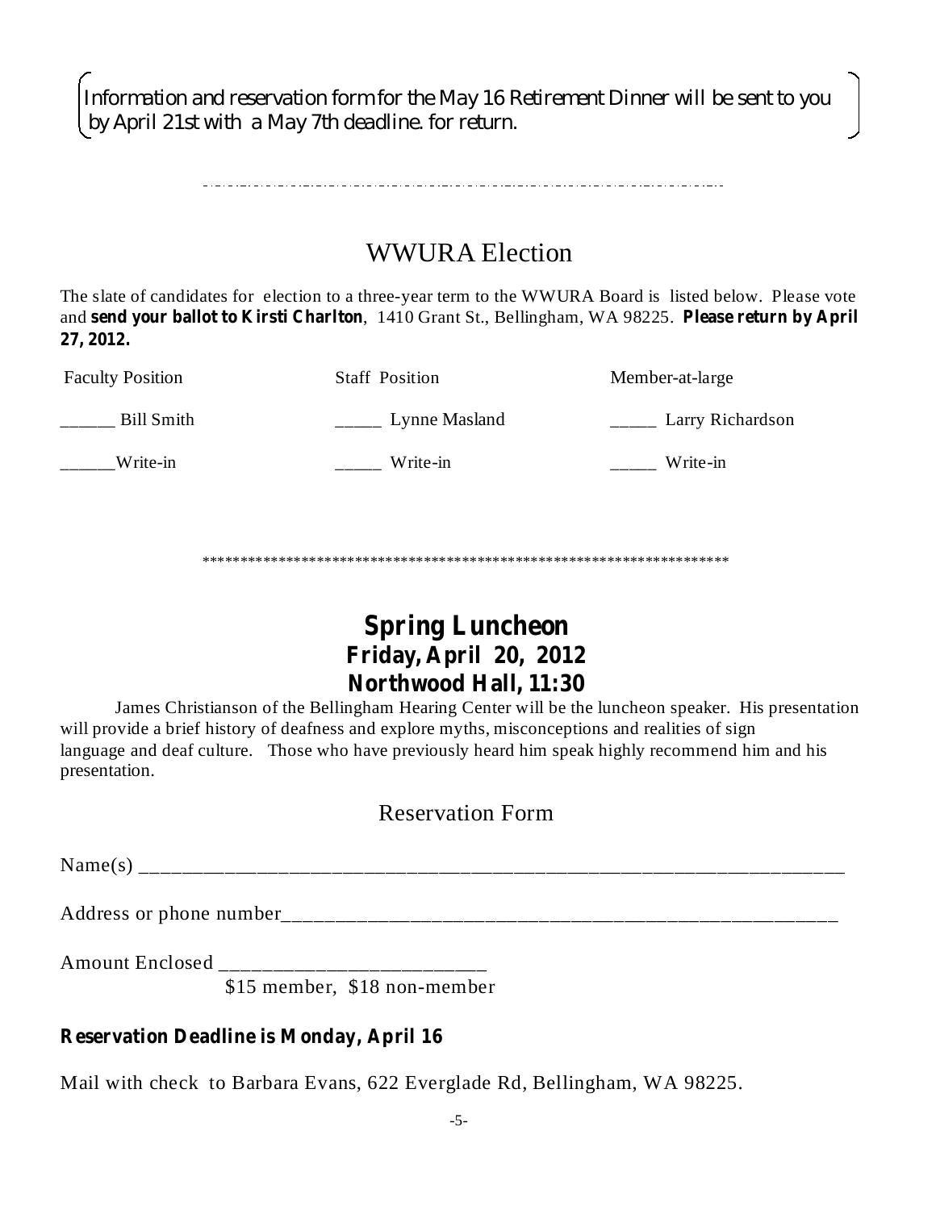Information and reservation form for the May 16 Retirement Dinner will be sent to you by April 21st with a May 7th deadline. for return.

---

## WWURA Election

The slate of candidates for election to a three-year term to the WWURA Board is listed below. Please vote and **send your ballot to Kirsti Charlton**, 1410 Grant St., Bellingham, WA 98225. **Please return by April 27, 2012.**

| Faculty Position | Staff Position | Member-at-large |
|---|---|---|
| ______ Bill Smith | _____ Lynne Masland | _____ Larry Richardson |
| ______Write-in | _____ Write-in | _____ Write-in |

*********************************************************************

## Spring Luncheon
### Friday, April 20, 2012
### Northwood Hall, 11:30

James Christianson of the Bellingham Hearing Center will be the luncheon speaker. His presentation will provide a brief history of deafness and explore myths, misconceptions and realities of sign language and deaf culture. Those who have previously heard him speak highly recommend him and his presentation.

### Reservation Form

Name(s) ________________________________________________________________

Address or phone number_________________________________________________

Amount Enclosed ________________________
$15 member, $18 non-member

**Reservation Deadline is Monday, April 16**

Mail with check to Barbara Evans, 622 Everglade Rd, Bellingham, WA 98225.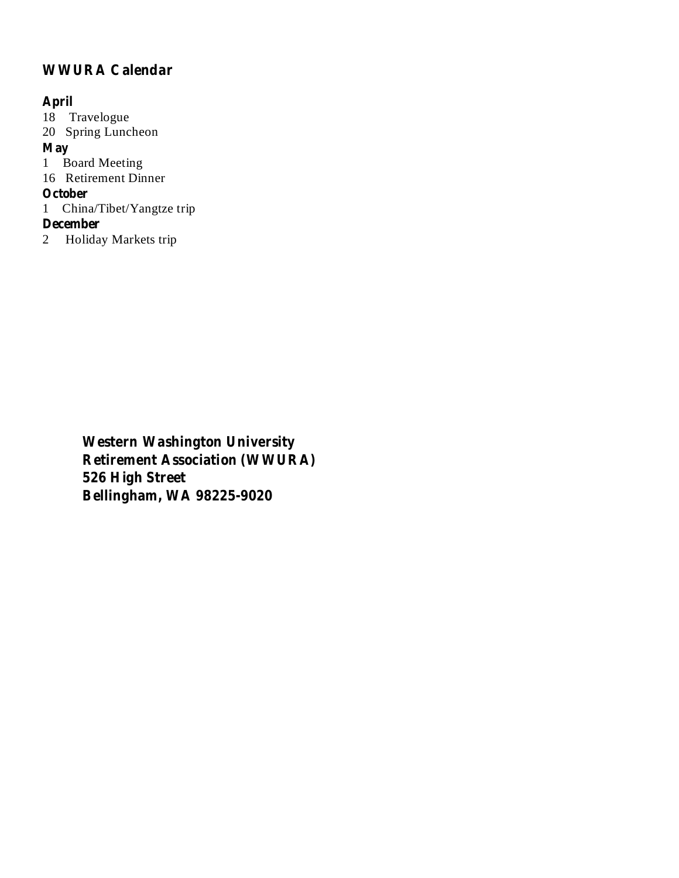## WWURA Calendar

**April**

18 Travelogue

20 Spring Luncheon

**May**

1 Board Meeting

16 Retirement Dinner

**October**

1 China/Tibet/Yangtze trip

**December**

2 Holiday Markets trip

**Western Washington University**
**Retirement Association (WWURA)**
**526 High Street**
**Bellingham, WA 98225-9020**